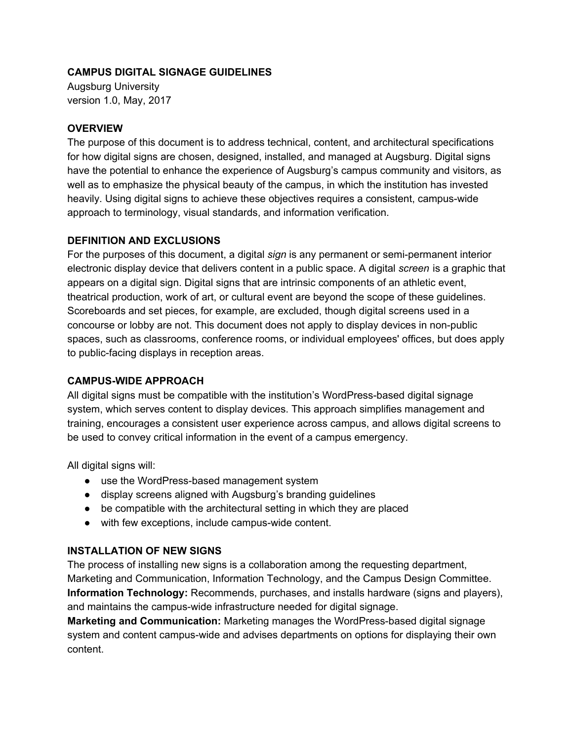# CAMPUS DIGITAL SIGNAGE GUIDELINES

Augsburg University
version 1.0, May, 2017

## OVERVIEW

The purpose of this document is to address technical, content, and architectural specifications for how digital signs are chosen, designed, installed, and managed at Augsburg. Digital signs have the potential to enhance the experience of Augsburg's campus community and visitors, as well as to emphasize the physical beauty of the campus, in which the institution has invested heavily. Using digital signs to achieve these objectives requires a consistent, campus-wide approach to terminology, visual standards, and information verification.

## DEFINITION AND EXCLUSIONS

For the purposes of this document, a digital *sign* is any permanent or semi-permanent interior electronic display device that delivers content in a public space. A digital *screen* is a graphic that appears on a digital sign. Digital signs that are intrinsic components of an athletic event, theatrical production, work of art, or cultural event are beyond the scope of these guidelines. Scoreboards and set pieces, for example, are excluded, though digital screens used in a concourse or lobby are not. This document does not apply to display devices in non-public spaces, such as classrooms, conference rooms, or individual employees' offices, but does apply to public-facing displays in reception areas.

## CAMPUS-WIDE APPROACH

All digital signs must be compatible with the institution's WordPress-based digital signage system, which serves content to display devices. This approach simplifies management and training, encourages a consistent user experience across campus, and allows digital screens to be used to convey critical information in the event of a campus emergency.

All digital signs will:

- use the WordPress-based management system
- display screens aligned with Augsburg's branding guidelines
- be compatible with the architectural setting in which they are placed
- with few exceptions, include campus-wide content.

## INSTALLATION OF NEW SIGNS

The process of installing new signs is a collaboration among the requesting department, Marketing and Communication, Information Technology, and the Campus Design Committee.

**Information Technology:** Recommends, purchases, and installs hardware (signs and players), and maintains the campus-wide infrastructure needed for digital signage.

**Marketing and Communication:** Marketing manages the WordPress-based digital signage system and content campus-wide and advises departments on options for displaying their own content.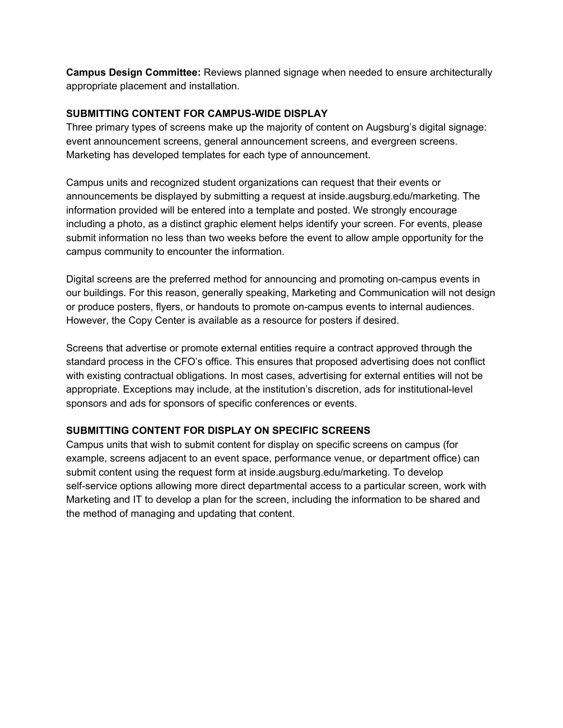**Campus Design Committee:** Reviews planned signage when needed to ensure architecturally appropriate placement and installation.

## SUBMITTING CONTENT FOR CAMPUS-WIDE DISPLAY

Three primary types of screens make up the majority of content on Augsburg's digital signage: event announcement screens, general announcement screens, and evergreen screens. Marketing has developed templates for each type of announcement.

Campus units and recognized student organizations can request that their events or announcements be displayed by submitting a request at inside.augsburg.edu/marketing. The information provided will be entered into a template and posted. We strongly encourage including a photo, as a distinct graphic element helps identify your screen. For events, please submit information no less than two weeks before the event to allow ample opportunity for the campus community to encounter the information.

Digital screens are the preferred method for announcing and promoting on-campus events in our buildings. For this reason, generally speaking, Marketing and Communication will not design or produce posters, flyers, or handouts to promote on-campus events to internal audiences. However, the Copy Center is available as a resource for posters if desired.

Screens that advertise or promote external entities require a contract approved through the standard process in the CFO's office. This ensures that proposed advertising does not conflict with existing contractual obligations. In most cases, advertising for external entities will not be appropriate. Exceptions may include, at the institution's discretion, ads for institutional-level sponsors and ads for sponsors of specific conferences or events.

## SUBMITTING CONTENT FOR DISPLAY ON SPECIFIC SCREENS

Campus units that wish to submit content for display on specific screens on campus (for example, screens adjacent to an event space, performance venue, or department office) can submit content using the request form at inside.augsburg.edu/marketing. To develop self-service options allowing more direct departmental access to a particular screen, work with Marketing and IT to develop a plan for the screen, including the information to be shared and the method of managing and updating that content.